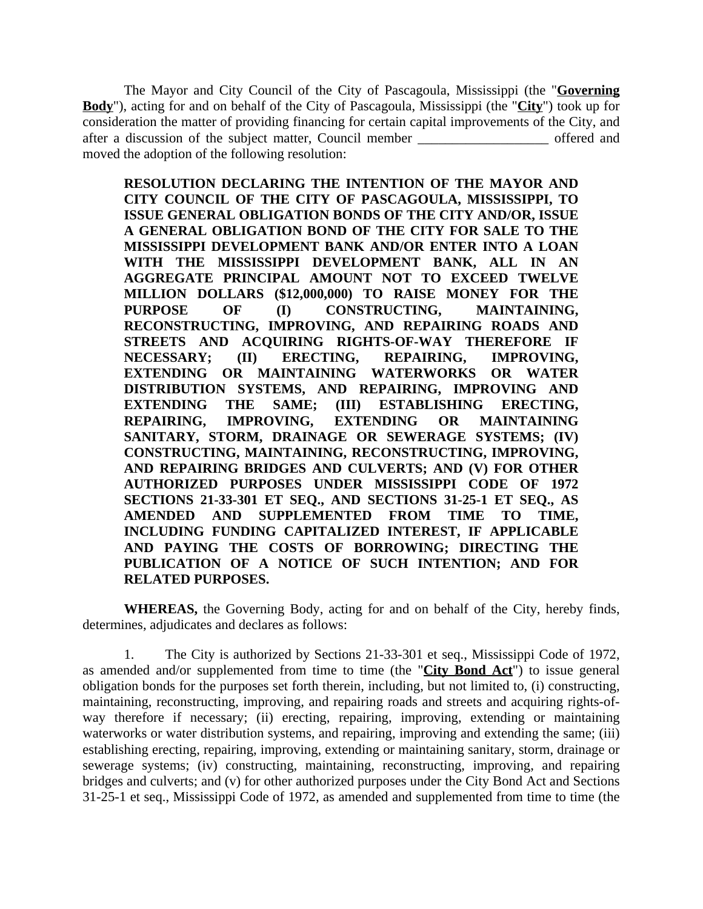The Mayor and City Council of the City of Pascagoula, Mississippi (the "**Governing Body**"), acting for and on behalf of the City of Pascagoula, Mississippi (the "**City**") took up for consideration the matter of providing financing for certain capital improvements of the City, and after a discussion of the subject matter, Council member ___________________ offered and moved the adoption of the following resolution:

> **RESOLUTION DECLARING THE INTENTION OF THE MAYOR AND CITY COUNCIL OF THE CITY OF PASCAGOULA, MISSISSIPPI, TO ISSUE GENERAL OBLIGATION BONDS OF THE CITY AND/OR, ISSUE A GENERAL OBLIGATION BOND OF THE CITY FOR SALE TO THE MISSISSIPPI DEVELOPMENT BANK AND/OR ENTER INTO A LOAN WITH THE MISSISSIPPI DEVELOPMENT BANK, ALL IN AN AGGREGATE PRINCIPAL AMOUNT NOT TO EXCEED TWELVE MILLION DOLLARS ($12,000,000) TO RAISE MONEY FOR THE PURPOSE OF (I) CONSTRUCTING, MAINTAINING, RECONSTRUCTING, IMPROVING, AND REPAIRING ROADS AND STREETS AND ACQUIRING RIGHTS-OF-WAY THEREFORE IF NECESSARY; (II) ERECTING, REPAIRING, IMPROVING, EXTENDING OR MAINTAINING WATERWORKS OR WATER DISTRIBUTION SYSTEMS, AND REPAIRING, IMPROVING AND EXTENDING THE SAME; (III) ESTABLISHING ERECTING, REPAIRING, IMPROVING, EXTENDING OR MAINTAINING SANITARY, STORM, DRAINAGE OR SEWERAGE SYSTEMS; (IV) CONSTRUCTING, MAINTAINING, RECONSTRUCTING, IMPROVING, AND REPAIRING BRIDGES AND CULVERTS; AND (V) FOR OTHER AUTHORIZED PURPOSES UNDER MISSISSIPPI CODE OF 1972 SECTIONS 21-33-301 ET SEQ., AND SECTIONS 31-25-1 ET SEQ., AS AMENDED AND SUPPLEMENTED FROM TIME TO TIME, INCLUDING FUNDING CAPITALIZED INTEREST, IF APPLICABLE AND PAYING THE COSTS OF BORROWING; DIRECTING THE PUBLICATION OF A NOTICE OF SUCH INTENTION; AND FOR RELATED PURPOSES.**

**WHEREAS,** the Governing Body, acting for and on behalf of the City, hereby finds, determines, adjudicates and declares as follows:

1. The City is authorized by Sections 21-33-301 et seq., Mississippi Code of 1972, as amended and/or supplemented from time to time (the "**City Bond Act**") to issue general obligation bonds for the purposes set forth therein, including, but not limited to, (i) constructing, maintaining, reconstructing, improving, and repairing roads and streets and acquiring rights-of-way therefore if necessary; (ii) erecting, repairing, improving, extending or maintaining waterworks or water distribution systems, and repairing, improving and extending the same; (iii) establishing erecting, repairing, improving, extending or maintaining sanitary, storm, drainage or sewerage systems; (iv) constructing, maintaining, reconstructing, improving, and repairing bridges and culverts; and (v) for other authorized purposes under the City Bond Act and Sections 31-25-1 et seq., Mississippi Code of 1972, as amended and supplemented from time to time (the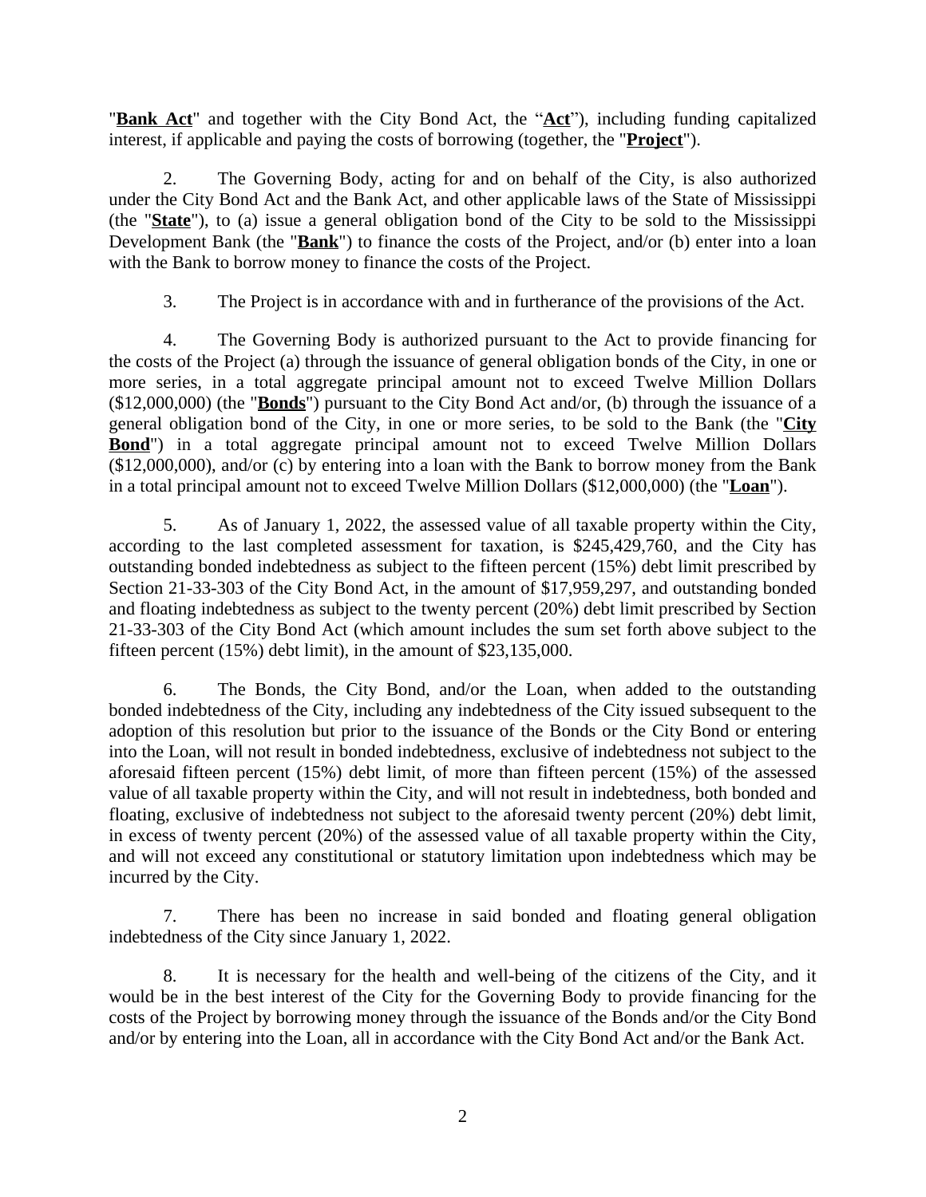"**Bank Act**" and together with the City Bond Act, the "**Act**"), including funding capitalized interest, if applicable and paying the costs of borrowing (together, the "**Project**").

2. The Governing Body, acting for and on behalf of the City, is also authorized under the City Bond Act and the Bank Act, and other applicable laws of the State of Mississippi (the "**State**"), to (a) issue a general obligation bond of the City to be sold to the Mississippi Development Bank (the "**Bank**") to finance the costs of the Project, and/or (b) enter into a loan with the Bank to borrow money to finance the costs of the Project.

3. The Project is in accordance with and in furtherance of the provisions of the Act.

4. The Governing Body is authorized pursuant to the Act to provide financing for the costs of the Project (a) through the issuance of general obligation bonds of the City, in one or more series, in a total aggregate principal amount not to exceed Twelve Million Dollars ($12,000,000) (the "**Bonds**") pursuant to the City Bond Act and/or, (b) through the issuance of a general obligation bond of the City, in one or more series, to be sold to the Bank (the "**City Bond**") in a total aggregate principal amount not to exceed Twelve Million Dollars ($12,000,000), and/or (c) by entering into a loan with the Bank to borrow money from the Bank in a total principal amount not to exceed Twelve Million Dollars ($12,000,000) (the "**Loan**").

5. As of January 1, 2022, the assessed value of all taxable property within the City, according to the last completed assessment for taxation, is $245,429,760, and the City has outstanding bonded indebtedness as subject to the fifteen percent (15%) debt limit prescribed by Section 21-33-303 of the City Bond Act, in the amount of $17,959,297, and outstanding bonded and floating indebtedness as subject to the twenty percent (20%) debt limit prescribed by Section 21-33-303 of the City Bond Act (which amount includes the sum set forth above subject to the fifteen percent (15%) debt limit), in the amount of $23,135,000.

6. The Bonds, the City Bond, and/or the Loan, when added to the outstanding bonded indebtedness of the City, including any indebtedness of the City issued subsequent to the adoption of this resolution but prior to the issuance of the Bonds or the City Bond or entering into the Loan, will not result in bonded indebtedness, exclusive of indebtedness not subject to the aforesaid fifteen percent (15%) debt limit, of more than fifteen percent (15%) of the assessed value of all taxable property within the City, and will not result in indebtedness, both bonded and floating, exclusive of indebtedness not subject to the aforesaid twenty percent (20%) debt limit, in excess of twenty percent (20%) of the assessed value of all taxable property within the City, and will not exceed any constitutional or statutory limitation upon indebtedness which may be incurred by the City.

7. There has been no increase in said bonded and floating general obligation indebtedness of the City since January 1, 2022.

8. It is necessary for the health and well-being of the citizens of the City, and it would be in the best interest of the City for the Governing Body to provide financing for the costs of the Project by borrowing money through the issuance of the Bonds and/or the City Bond and/or by entering into the Loan, all in accordance with the City Bond Act and/or the Bank Act.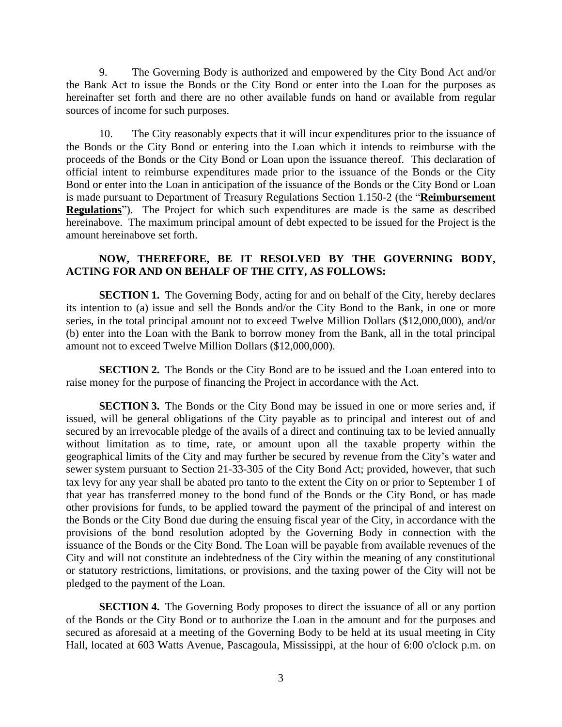9. The Governing Body is authorized and empowered by the City Bond Act and/or the Bank Act to issue the Bonds or the City Bond or enter into the Loan for the purposes as hereinafter set forth and there are no other available funds on hand or available from regular sources of income for such purposes.

10. The City reasonably expects that it will incur expenditures prior to the issuance of the Bonds or the City Bond or entering into the Loan which it intends to reimburse with the proceeds of the Bonds or the City Bond or Loan upon the issuance thereof. This declaration of official intent to reimburse expenditures made prior to the issuance of the Bonds or the City Bond or enter into the Loan in anticipation of the issuance of the Bonds or the City Bond or Loan is made pursuant to Department of Treasury Regulations Section 1.150-2 (the "**Reimbursement Regulations**"). The Project for which such expenditures are made is the same as described hereinabove. The maximum principal amount of debt expected to be issued for the Project is the amount hereinabove set forth.

**NOW, THEREFORE, BE IT RESOLVED BY THE GOVERNING BODY, ACTING FOR AND ON BEHALF OF THE CITY, AS FOLLOWS:**

**SECTION 1.** The Governing Body, acting for and on behalf of the City, hereby declares its intention to (a) issue and sell the Bonds and/or the City Bond to the Bank, in one or more series, in the total principal amount not to exceed Twelve Million Dollars ($12,000,000), and/or (b) enter into the Loan with the Bank to borrow money from the Bank, all in the total principal amount not to exceed Twelve Million Dollars ($12,000,000).

**SECTION 2.** The Bonds or the City Bond are to be issued and the Loan entered into to raise money for the purpose of financing the Project in accordance with the Act.

**SECTION 3.** The Bonds or the City Bond may be issued in one or more series and, if issued, will be general obligations of the City payable as to principal and interest out of and secured by an irrevocable pledge of the avails of a direct and continuing tax to be levied annually without limitation as to time, rate, or amount upon all the taxable property within the geographical limits of the City and may further be secured by revenue from the City's water and sewer system pursuant to Section 21-33-305 of the City Bond Act; provided, however, that such tax levy for any year shall be abated pro tanto to the extent the City on or prior to September 1 of that year has transferred money to the bond fund of the Bonds or the City Bond, or has made other provisions for funds, to be applied toward the payment of the principal of and interest on the Bonds or the City Bond due during the ensuing fiscal year of the City, in accordance with the provisions of the bond resolution adopted by the Governing Body in connection with the issuance of the Bonds or the City Bond. The Loan will be payable from available revenues of the City and will not constitute an indebtedness of the City within the meaning of any constitutional or statutory restrictions, limitations, or provisions, and the taxing power of the City will not be pledged to the payment of the Loan.

**SECTION 4.** The Governing Body proposes to direct the issuance of all or any portion of the Bonds or the City Bond or to authorize the Loan in the amount and for the purposes and secured as aforesaid at a meeting of the Governing Body to be held at its usual meeting in City Hall, located at 603 Watts Avenue, Pascagoula, Mississippi, at the hour of 6:00 o'clock p.m. on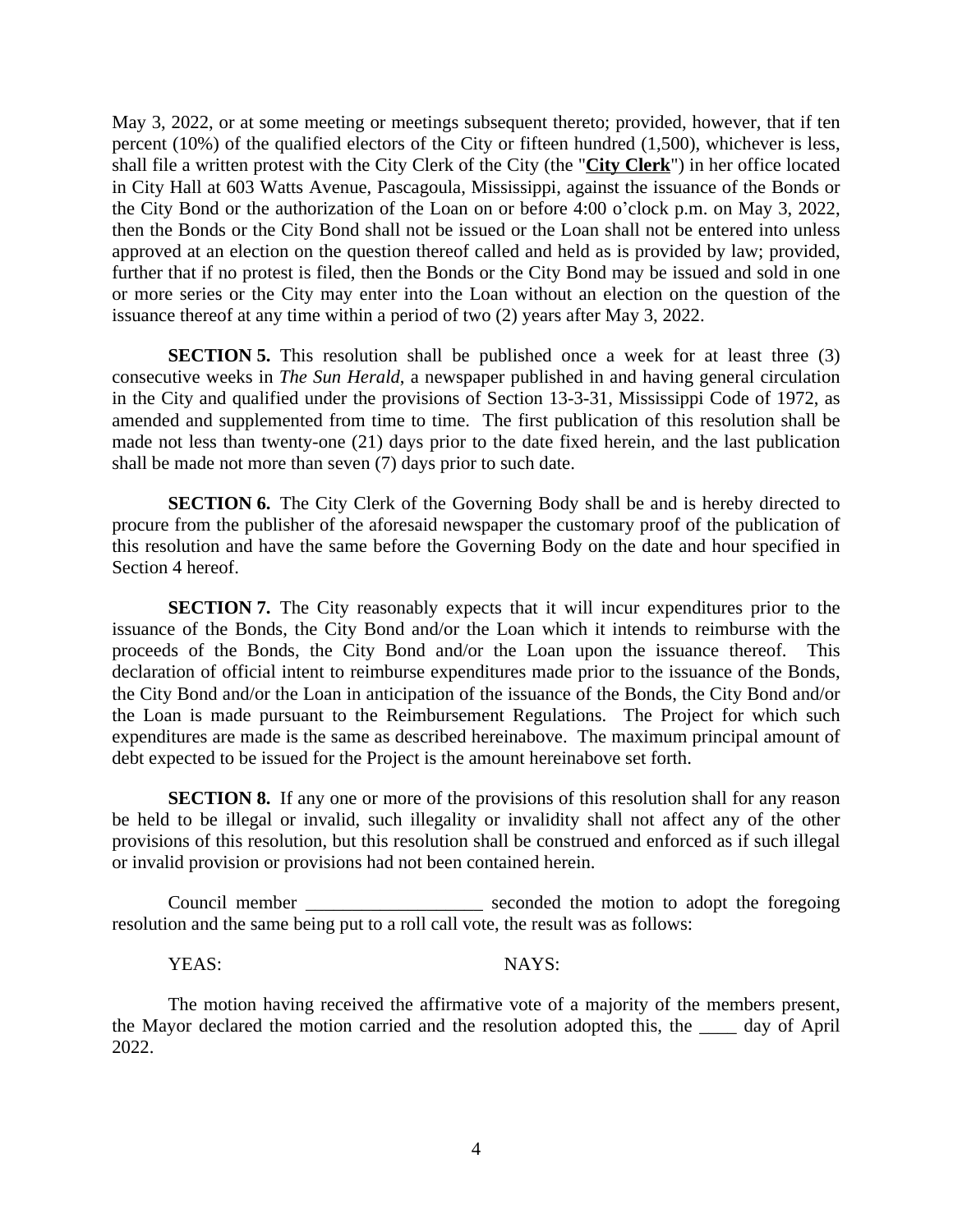May 3, 2022, or at some meeting or meetings subsequent thereto; provided, however, that if ten percent (10%) of the qualified electors of the City or fifteen hundred (1,500), whichever is less, shall file a written protest with the City Clerk of the City (the "**City Clerk**") in her office located in City Hall at 603 Watts Avenue, Pascagoula, Mississippi, against the issuance of the Bonds or the City Bond or the authorization of the Loan on or before 4:00 o'clock p.m. on May 3, 2022, then the Bonds or the City Bond shall not be issued or the Loan shall not be entered into unless approved at an election on the question thereof called and held as is provided by law; provided, further that if no protest is filed, then the Bonds or the City Bond may be issued and sold in one or more series or the City may enter into the Loan without an election on the question of the issuance thereof at any time within a period of two (2) years after May 3, 2022.

**SECTION 5.** This resolution shall be published once a week for at least three (3) consecutive weeks in *The Sun Herald*, a newspaper published in and having general circulation in the City and qualified under the provisions of Section 13-3-31, Mississippi Code of 1972, as amended and supplemented from time to time. The first publication of this resolution shall be made not less than twenty-one (21) days prior to the date fixed herein, and the last publication shall be made not more than seven (7) days prior to such date.

**SECTION 6.** The City Clerk of the Governing Body shall be and is hereby directed to procure from the publisher of the aforesaid newspaper the customary proof of the publication of this resolution and have the same before the Governing Body on the date and hour specified in Section 4 hereof.

**SECTION 7.** The City reasonably expects that it will incur expenditures prior to the issuance of the Bonds, the City Bond and/or the Loan which it intends to reimburse with the proceeds of the Bonds, the City Bond and/or the Loan upon the issuance thereof. This declaration of official intent to reimburse expenditures made prior to the issuance of the Bonds, the City Bond and/or the Loan in anticipation of the issuance of the Bonds, the City Bond and/or the Loan is made pursuant to the Reimbursement Regulations. The Project for which such expenditures are made is the same as described hereinabove. The maximum principal amount of debt expected to be issued for the Project is the amount hereinabove set forth.

**SECTION 8.** If any one or more of the provisions of this resolution shall for any reason be held to be illegal or invalid, such illegality or invalidity shall not affect any of the other provisions of this resolution, but this resolution shall be construed and enforced as if such illegal or invalid provision or provisions had not been contained herein.

Council member ___________________ seconded the motion to adopt the foregoing resolution and the same being put to a roll call vote, the result was as follows:

YEAS: NAYS:

The motion having received the affirmative vote of a majority of the members present, the Mayor declared the motion carried and the resolution adopted this, the ____ day of April 2022.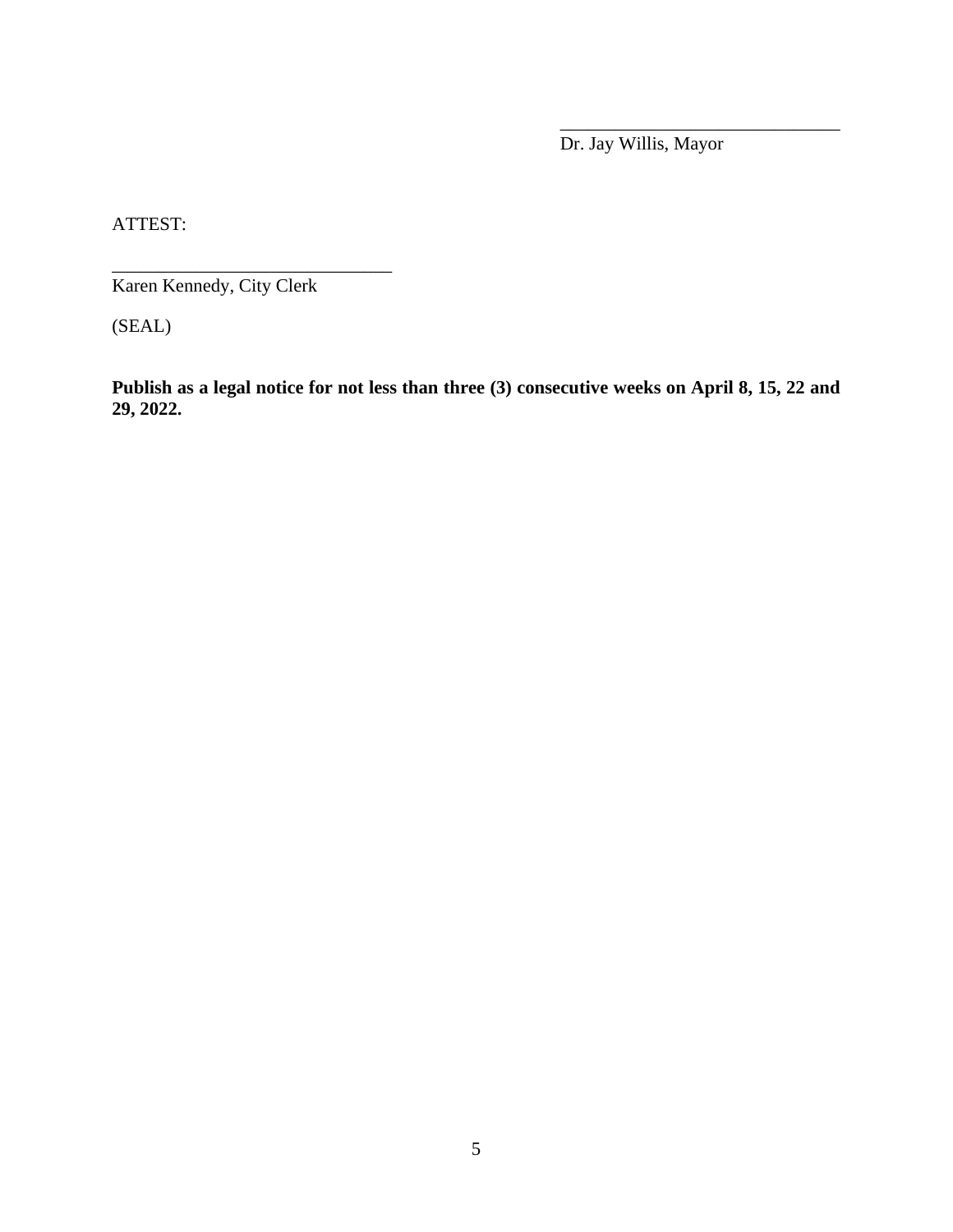\_\_\_\_\_\_\_\_\_\_\_\_\_\_\_\_\_\_\_\_\_\_\_\_\_\_\_\_\_\_\_
Dr. Jay Willis, Mayor

ATTEST:

\_\_\_\_\_\_\_\_\_\_\_\_\_\_\_\_\_\_\_\_\_\_\_\_\_\_\_\_\_\_\_
Karen Kennedy, City Clerk

(SEAL)

**Publish as a legal notice for not less than three (3) consecutive weeks on April 8, 15, 22 and 29, 2022.**